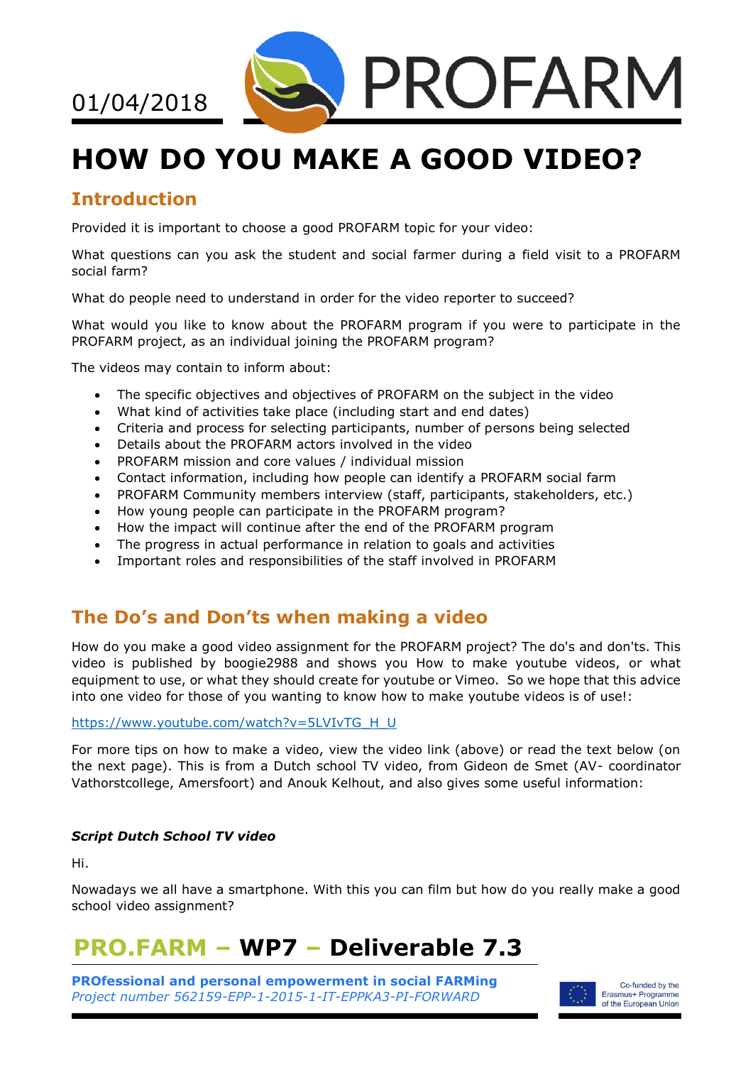01/04/2018

PROFARM

# HOW DO YOU MAKE A GOOD VIDEO?

## Introduction

Provided it is important to choose a good PROFARM topic for your video:

What questions can you ask the student and social farmer during a field visit to a PROFARM social farm?

What do people need to understand in order for the video reporter to succeed?

What would you like to know about the PROFARM program if you were to participate in the PROFARM project, as an individual joining the PROFARM program?

The videos may contain to inform about:

- The specific objectives and objectives of PROFARM on the subject in the video
- What kind of activities take place (including start and end dates)
- Criteria and process for selecting participants, number of persons being selected
- Details about the PROFARM actors involved in the video
- PROFARM mission and core values / individual mission
- Contact information, including how people can identify a PROFARM social farm
- PROFARM Community members interview (staff, participants, stakeholders, etc.)
- How young people can participate in the PROFARM program?
- How the impact will continue after the end of the PROFARM program
- The progress in actual performance in relation to goals and activities
- Important roles and responsibilities of the staff involved in PROFARM

## The Do's and Don'ts when making a video

How do you make a good video assignment for the PROFARM project? The do's and don'ts. This video is published by boogie2988 and shows you How to make youtube videos, or what equipment to use, or what they should create for youtube or Vimeo. So we hope that this advice into one video for those of you wanting to know how to make youtube videos is of use!:

https://www.youtube.com/watch?v=5LVIvTG_H_U

For more tips on how to make a video, view the video link (above) or read the text below (on the next page). This is from a Dutch school TV video, from Gideon de Smet (AV- coordinator Vathorstcollege, Amersfoort) and Anouk Kelhout, and also gives some useful information:

***Script Dutch School TV video***

Hi.

Nowadays we all have a smartphone. With this you can film but how do you really make a good school video assignment?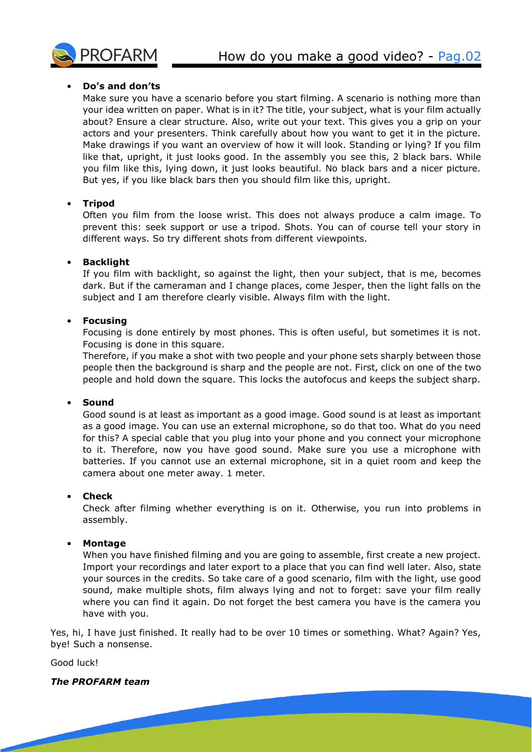- **Do's and don'ts**
  Make sure you have a scenario before you start filming. A scenario is nothing more than your idea written on paper. What is in it? The title, your subject, what is your film actually about? Ensure a clear structure. Also, write out your text. This gives you a grip on your actors and your presenters. Think carefully about how you want to get it in the picture. Make drawings if you want an overview of how it will look. Standing or lying? If you film like that, upright, it just looks good. In the assembly you see this, 2 black bars. While you film like this, lying down, it just looks beautiful. No black bars and a nicer picture. But yes, if you like black bars then you should film like this, upright.

- **Tripod**
  Often you film from the loose wrist. This does not always produce a calm image. To prevent this: seek support or use a tripod. Shots. You can of course tell your story in different ways. So try different shots from different viewpoints.

- **Backlight**
  If you film with backlight, so against the light, then your subject, that is me, becomes dark. But if the cameraman and I change places, come Jesper, then the light falls on the subject and I am therefore clearly visible. Always film with the light.

- **Focusing**
  Focusing is done entirely by most phones. This is often useful, but sometimes it is not. Focusing is done in this square.
  Therefore, if you make a shot with two people and your phone sets sharply between those people then the background is sharp and the people are not. First, click on one of the two people and hold down the square. This locks the autofocus and keeps the subject sharp.

- **Sound**
  Good sound is at least as important as a good image. Good sound is at least as important as a good image. You can use an external microphone, so do that too. What do you need for this? A special cable that you plug into your phone and you connect your microphone to it. Therefore, now you have good sound. Make sure you use a microphone with batteries. If you cannot use an external microphone, sit in a quiet room and keep the camera about one meter away. 1 meter.

- **Check**
  Check after filming whether everything is on it. Otherwise, you run into problems in assembly.

- **Montage**
  When you have finished filming and you are going to assemble, first create a new project. Import your recordings and later export to a place that you can find well later. Also, state your sources in the credits. So take care of a good scenario, film with the light, use good sound, make multiple shots, film always lying and not to forget: save your film really where you can find it again. Do not forget the best camera you have is the camera you have with you.

Yes, hi, I have just finished. It really had to be over 10 times or something. What? Again? Yes, bye! Such a nonsense.

Good luck!

***The PROFARM team***